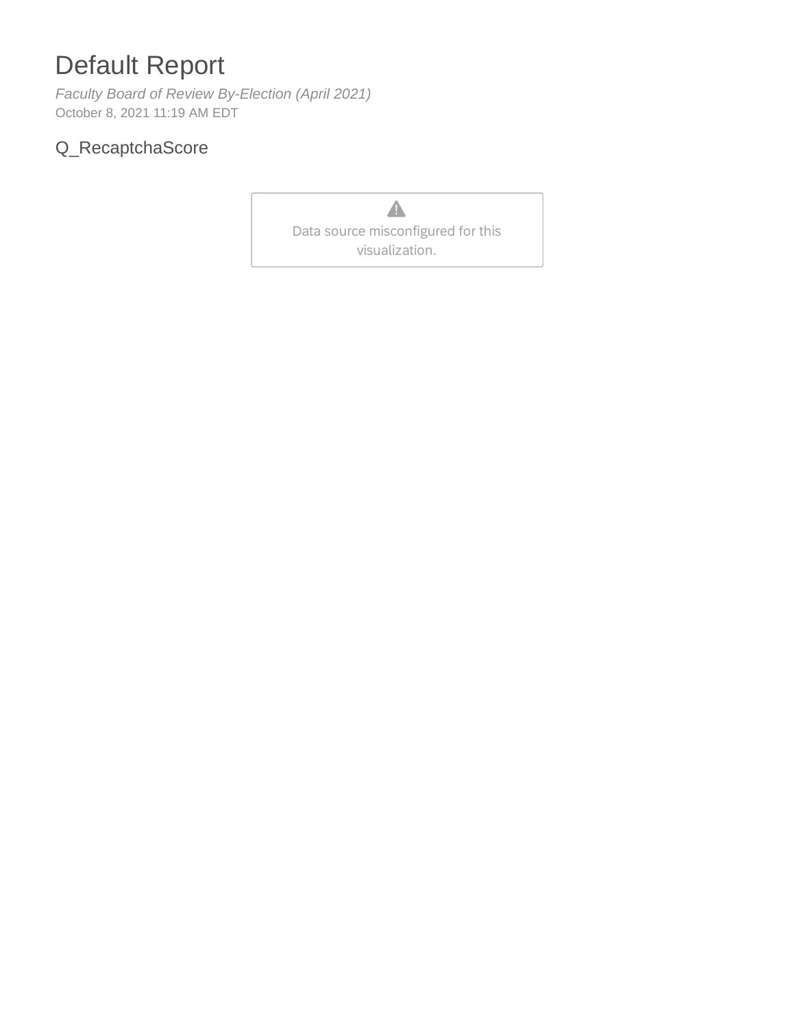# Default Report

*Faculty Board of Review By-Election (April 2021)*
October 8, 2021 11:19 AM EDT

## Q_RecaptchaScore

Data source misconfigured for this visualization.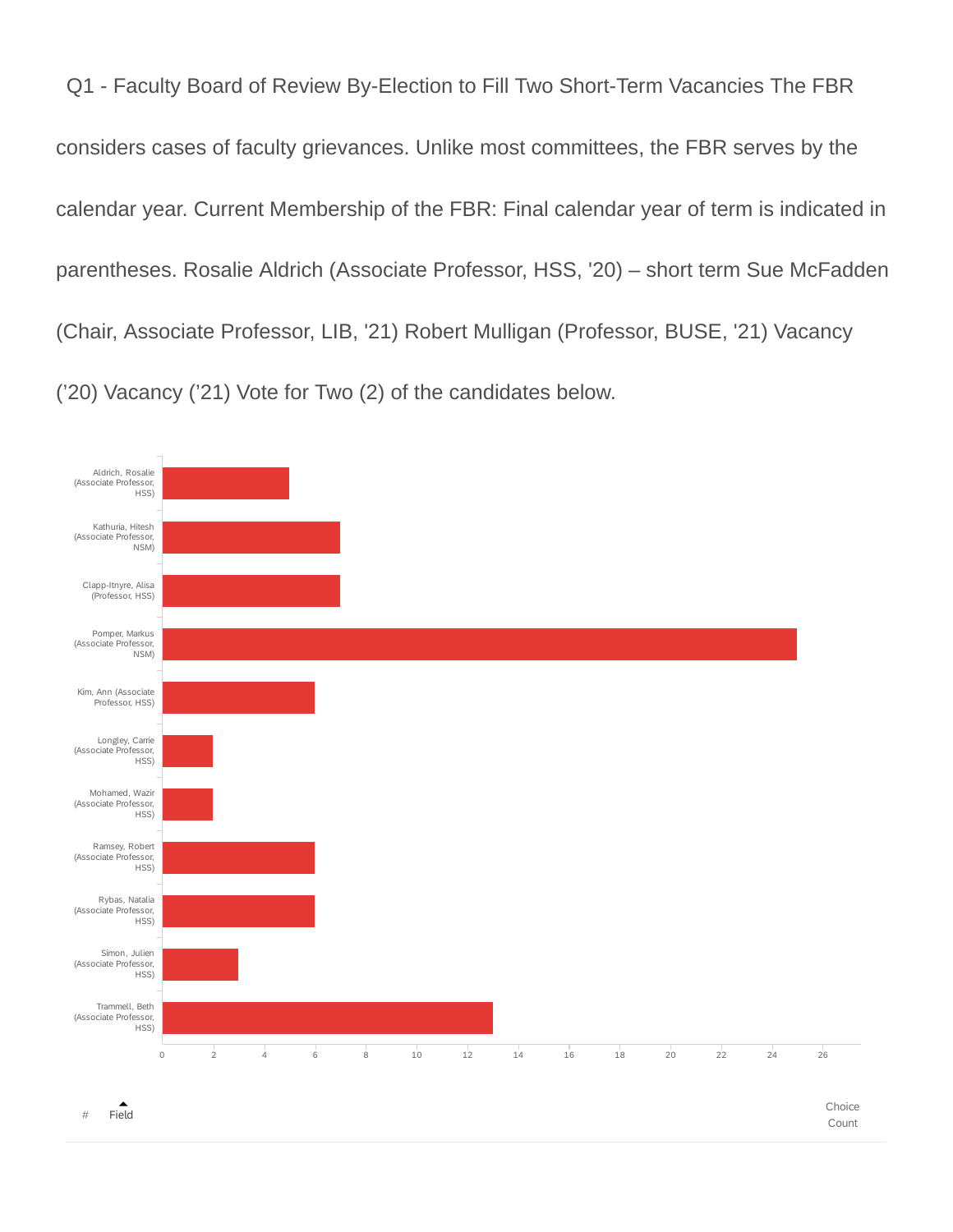Q1 - Faculty Board of Review By-Election to Fill Two Short-Term Vacancies The FBR considers cases of faculty grievances. Unlike most committees, the FBR serves by the calendar year. Current Membership of the FBR: Final calendar year of term is indicated in parentheses. Rosalie Aldrich (Associate Professor, HSS, '20) – short term Sue McFadden (Chair, Associate Professor, LIB, '21) Robert Mulligan (Professor, BUSE, '21) Vacancy ('20) Vacancy ('21) Vote for Two (2) of the candidates below.

Aldrich, Rosalie (Associate Professor, HSS)

Kathuria, Hitesh (Associate Professor, NSM)

Clapp-Itnyre, Alisa (Professor, HSS)

Pomper, Markus (Associate Professor, NSM)

Kim, Ann (Associate Professor, HSS)

Longley, Carrie (Associate Professor, HSS)

Mohamed, Wazir (Associate Professor, HSS)

Ramsey, Robert (Associate Professor, HSS)

Rybas, Natalia (Associate Professor, HSS)

Simon, Julien (Associate Professor, HSS)

Trammell, Beth (Associate Professor, HSS)

0 2 4 6 8 10 12 14 16 18 20 22 24 26

| # | Field | Choice Count |
|---|---|---|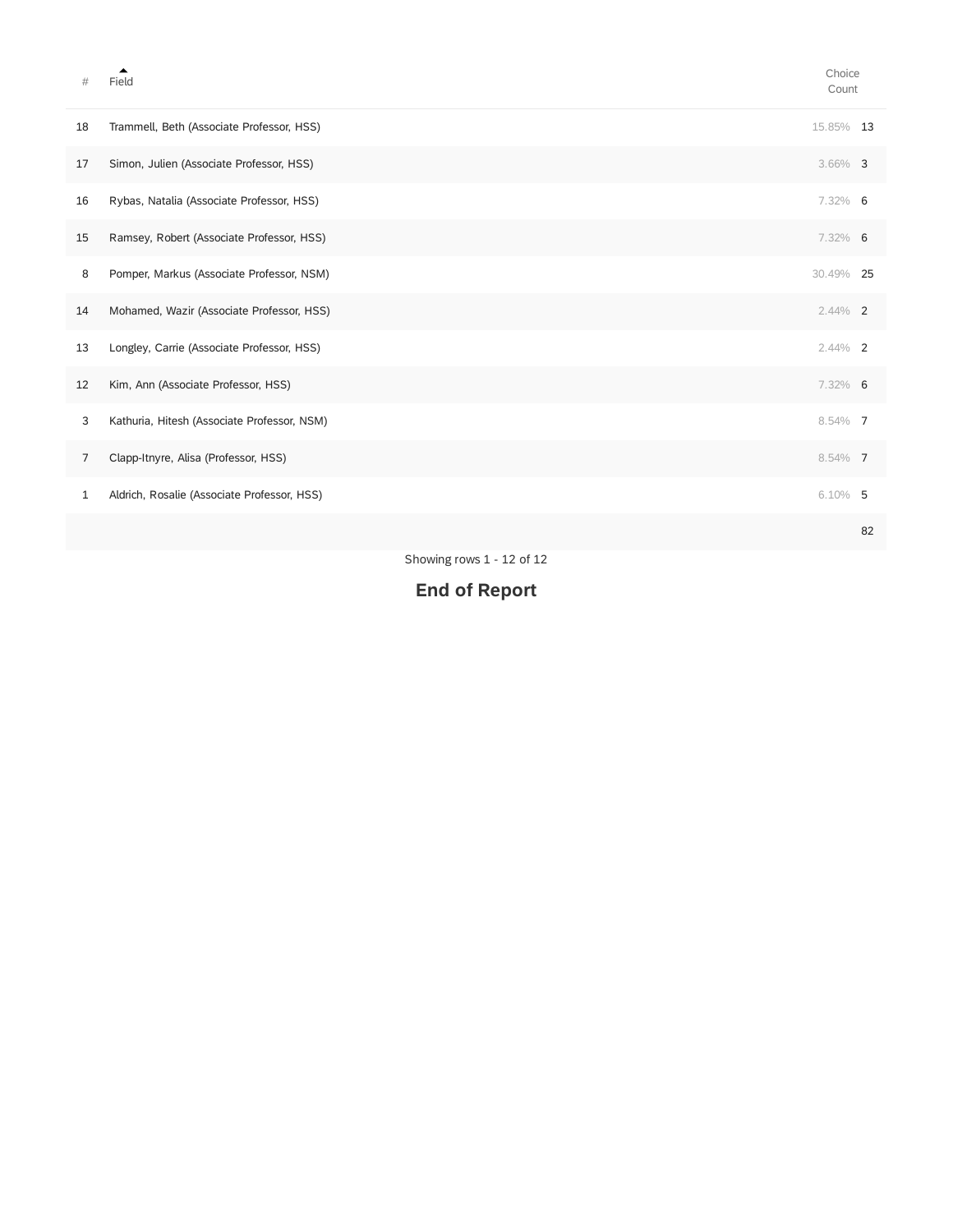| # | Field | Choice Count | |
|---|---|---|---|
| 18 | Trammell, Beth (Associate Professor, HSS) | 15.85% | 13 |
| 17 | Simon, Julien (Associate Professor, HSS) | 3.66% | 3 |
| 16 | Rybas, Natalia (Associate Professor, HSS) | 7.32% | 6 |
| 15 | Ramsey, Robert (Associate Professor, HSS) | 7.32% | 6 |
| 8 | Pomper, Markus (Associate Professor, NSM) | 30.49% | 25 |
| 14 | Mohamed, Wazir (Associate Professor, HSS) | 2.44% | 2 |
| 13 | Longley, Carrie (Associate Professor, HSS) | 2.44% | 2 |
| 12 | Kim, Ann (Associate Professor, HSS) | 7.32% | 6 |
| 3 | Kathuria, Hitesh (Associate Professor, NSM) | 8.54% | 7 |
| 7 | Clapp-Itnyre, Alisa (Professor, HSS) | 8.54% | 7 |
| 1 | Aldrich, Rosalie (Associate Professor, HSS) | 6.10% | 5 |
| | | | 82 |

Showing rows 1 - 12 of 12

## End of Report